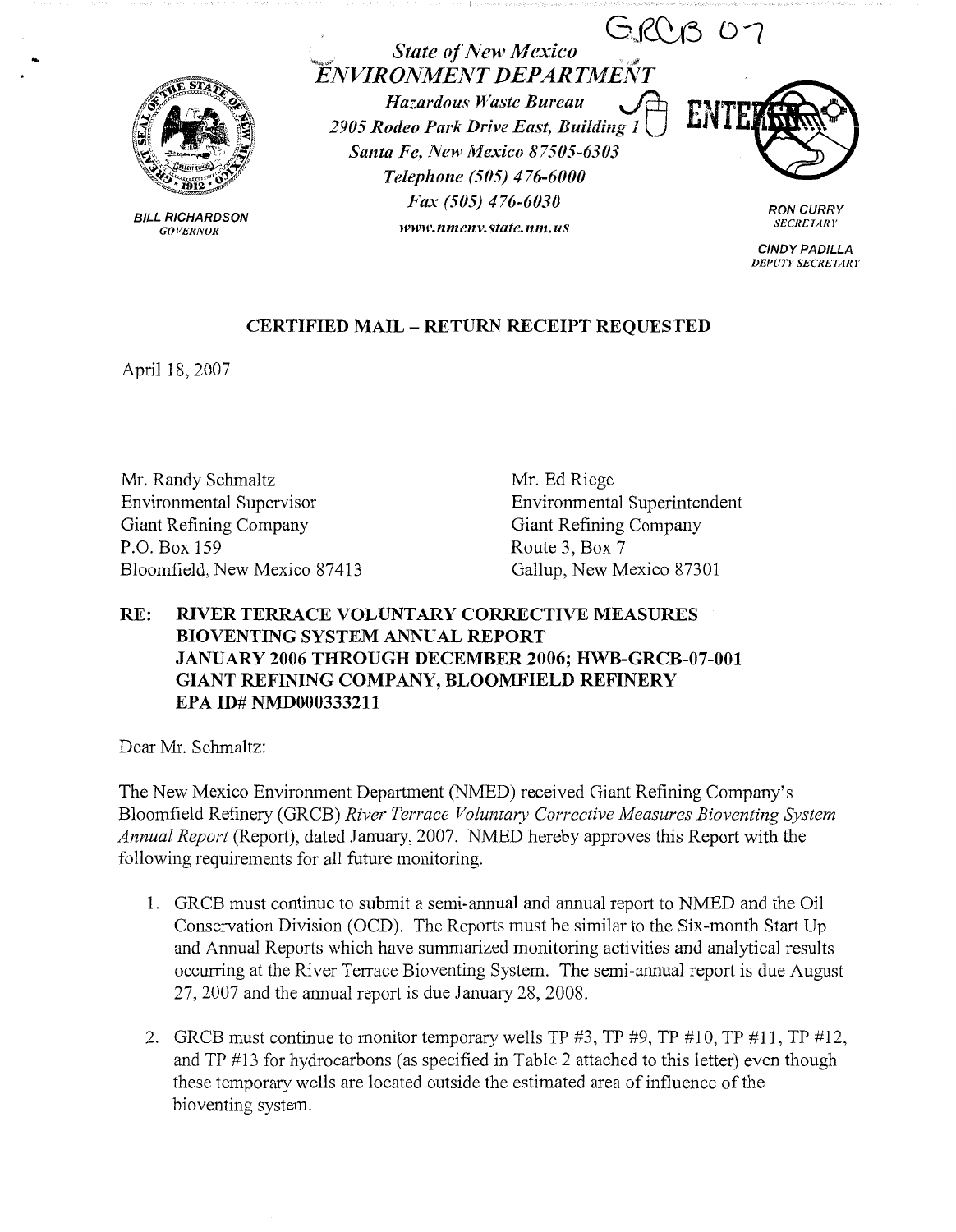GRCB 07

*State of New Mexico*
*ENVIRONMENT DEPARTMENT*
*Hazardous Waste Bureau*
*2905 Rodeo Park Drive East, Building 1*
*Santa Fe, New Mexico 87505-6303*
*Telephone (505) 476-6000*
*Fax (505) 476-6030*
*www.nmenv.state.nm.us*

BILL RICHARDSON
*GOVERNOR*

RON CURRY
*SECRETARY*

CINDY PADILLA
*DEPUTY SECRETARY*

**CERTIFIED MAIL – RETURN RECEIPT REQUESTED**

April 18, 2007

Mr. Randy Schmaltz
Environmental Supervisor
Giant Refining Company
P.O. Box 159
Bloomfield, New Mexico 87413

Mr. Ed Riege
Environmental Superintendent
Giant Refining Company
Route 3, Box 7
Gallup, New Mexico 87301

**RE: RIVER TERRACE VOLUNTARY CORRECTIVE MEASURES BIOVENTING SYSTEM ANNUAL REPORT JANUARY 2006 THROUGH DECEMBER 2006; HWB-GRCB-07-001 GIANT REFINING COMPANY, BLOOMFIELD REFINERY EPA ID# NMD000333211**

Dear Mr. Schmaltz:

The New Mexico Environment Department (NMED) received Giant Refining Company's Bloomfield Refinery (GRCB) *River Terrace Voluntary Corrective Measures Bioventing System Annual Report* (Report), dated January, 2007. NMED hereby approves this Report with the following requirements for all future monitoring.

1. GRCB must continue to submit a semi-annual and annual report to NMED and the Oil Conservation Division (OCD). The Reports must be similar to the Six-month Start Up and Annual Reports which have summarized monitoring activities and analytical results occurring at the River Terrace Bioventing System. The semi-annual report is due August 27, 2007 and the annual report is due January 28, 2008.

2. GRCB must continue to monitor temporary wells TP #3, TP #9, TP #10, TP #11, TP #12, and TP #13 for hydrocarbons (as specified in Table 2 attached to this letter) even though these temporary wells are located outside the estimated area of influence of the bioventing system.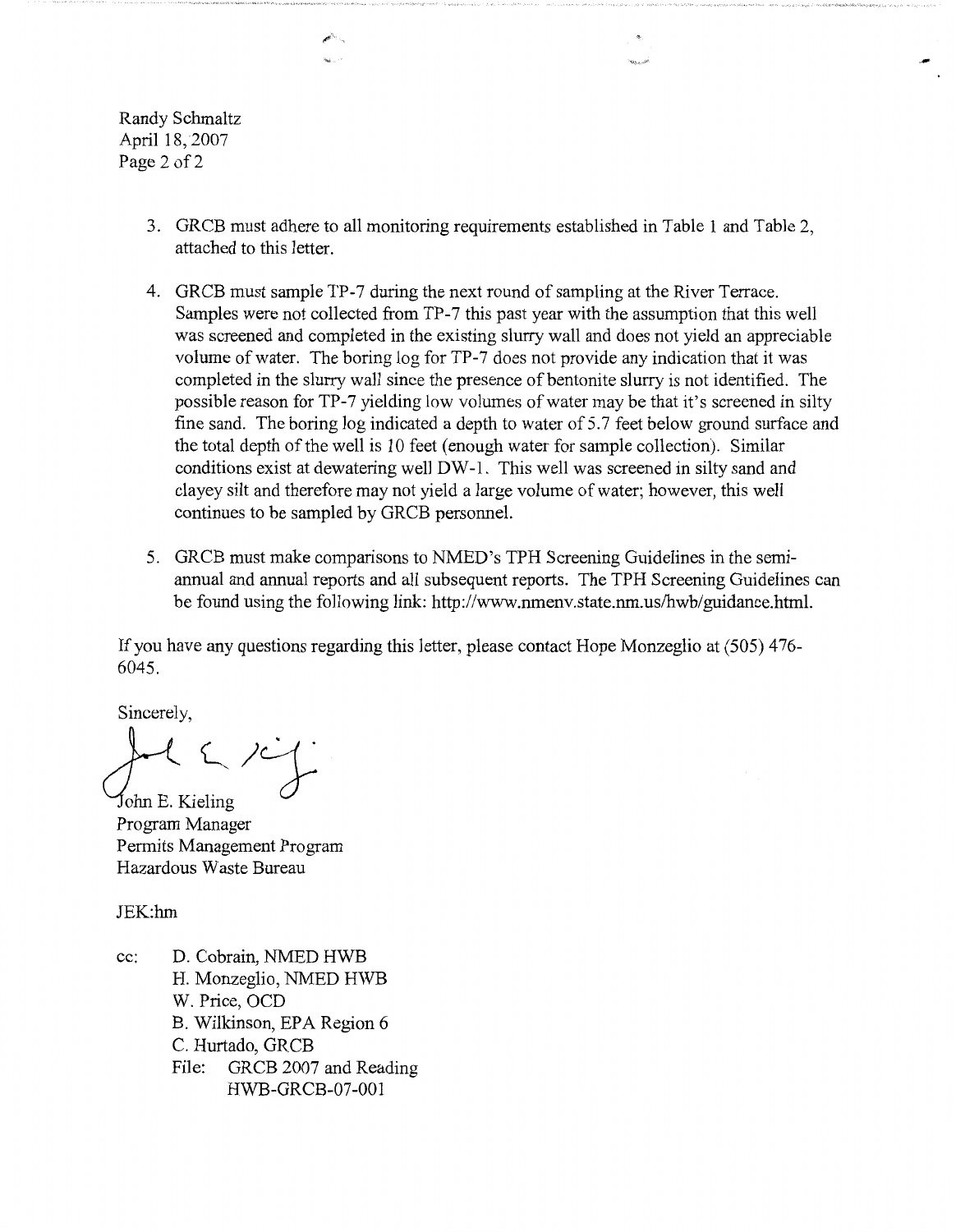Randy Schmaltz
April 18, 2007

3. GRCB must adhere to all monitoring requirements established in Table 1 and Table 2, attached to this letter.

4. GRCB must sample TP-7 during the next round of sampling at the River Terrace. Samples were not collected from TP-7 this past year with the assumption that this well was screened and completed in the existing slurry wall and does not yield an appreciable volume of water. The boring log for TP-7 does not provide any indication that it was completed in the slurry wall since the presence of bentonite slurry is not identified. The possible reason for TP-7 yielding low volumes of water may be that it's screened in silty fine sand. The boring log indicated a depth to water of 5.7 feet below ground surface and the total depth of the well is 10 feet (enough water for sample collection). Similar conditions exist at dewatering well DW-1. This well was screened in silty sand and clayey silt and therefore may not yield a large volume of water; however, this well continues to be sampled by GRCB personnel.

5. GRCB must make comparisons to NMED's TPH Screening Guidelines in the semi-annual and annual reports and all subsequent reports. The TPH Screening Guidelines can be found using the following link: http://www.nmenv.state.nm.us/hwb/guidance.html.

If you have any questions regarding this letter, please contact Hope Monzeglio at (505) 476-6045.

Sincerely,

John E. Kieling
Program Manager
Permits Management Program
Hazardous Waste Bureau

JEK:hm

cc: D. Cobrain, NMED HWB
H. Monzeglio, NMED HWB
W. Price, OCD
B. Wilkinson, EPA Region 6
C. Hurtado, GRCB
File: GRCB 2007 and Reading
HWB-GRCB-07-001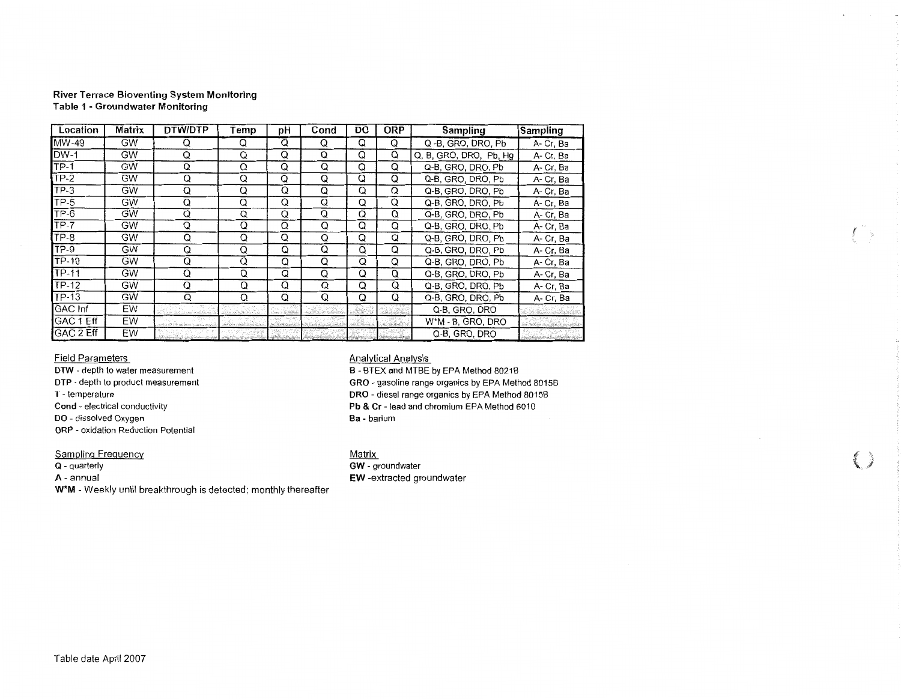**River Terrace Bioventing System Monitoring**
**Table 1 - Groundwater Monitoring**

| Location | Matrix | DTW/DTP | Temp | pH | Cond | DO | ORP | Sampling | Sampling |
|---|---|---|---|---|---|---|---|---|---|
| MW-49 | GW | Q | Q | Q | Q | Q | Q | Q -B, GRO, DRO, Pb | A- Cr, Ba |
| DW-1 | GW | Q | Q | Q | Q | Q | Q | Q, B, GRO, DRO, Pb, Hg | A- Cr, Ba |
| TP-1 | GW | Q | Q | Q | Q | Q | Q | Q-B, GRO, DRO, Pb | A- Cr, Ba |
| TP-2 | GW | Q | Q | Q | Q | Q | Q | Q-B, GRO, DRO, Pb | A- Cr, Ba |
| TP-3 | GW | Q | Q | Q | Q | Q | Q | Q-B, GRO, DRO, Pb | A- Cr, Ba |
| TP-5 | GW | Q | Q | Q | Q | Q | Q | Q-B, GRO, DRO, Pb | A- Cr, Ba |
| TP-6 | GW | Q | Q | Q | Q | Q | Q | Q-B, GRO, DRO, Pb | A- Cr, Ba |
| TP-7 | GW | Q | Q | Q | Q | Q | Q | Q-B, GRO, DRO, Pb | A- Cr, Ba |
| TP-8 | GW | Q | Q | Q | Q | Q | Q | Q-B, GRO, DRO, Pb | A- Cr, Ba |
| TP-9 | GW | Q | Q | Q | Q | Q | Q | Q-B, GRO, DRO, Pb | A- Cr, Ba |
| TP-10 | GW | Q | Q | Q | Q | Q | Q | Q-B, GRO, DRO, Pb | A- Cr, Ba |
| TP-11 | GW | Q | Q | Q | Q | Q | Q | Q-B, GRO, DRO, Pb | A- Cr, Ba |
| TP-12 | GW | Q | Q | Q | Q | Q | Q | Q-B, GRO, DRO, Pb | A- Cr, Ba |
| TP-13 | GW | Q | Q | Q | Q | Q | Q | Q-B, GRO, DRO, Pb | A- Cr, Ba |
| GAC Inf | EW | | | | | | | Q-B, GRO, DRO | |
| GAC 1 Eff | EW | | | | | | | W*M - B, GRO, DRO | |
| GAC 2 Eff | EW | | | | | | | Q-B, GRO, DRO | |

Field Parameters

**DTW** - depth to water measurement
**DTP** - depth to product measurement
**T** - temperature
**Cond** - electrical conductivity
**DO** - dissolved Oxygen
**ORP** - oxidation Reduction Potential

Analytical Analysis

**B** - BTEX and MTBE by EPA Method 8021B
**GRO** - gasoline range organics by EPA Method 8015B
**DRO** - diesel range organics by EPA Method 8015B
**Pb & Cr** - lead and chromium EPA Method 6010
**Ba** - barium

Sampling Frequency

**Q** - quarterly
**A** - annual
**W*M** - Weekly until breakthrough is detected; monthly thereafter

Matrix

**GW** - groundwater
**EW** -extracted groundwater

Table date April 2007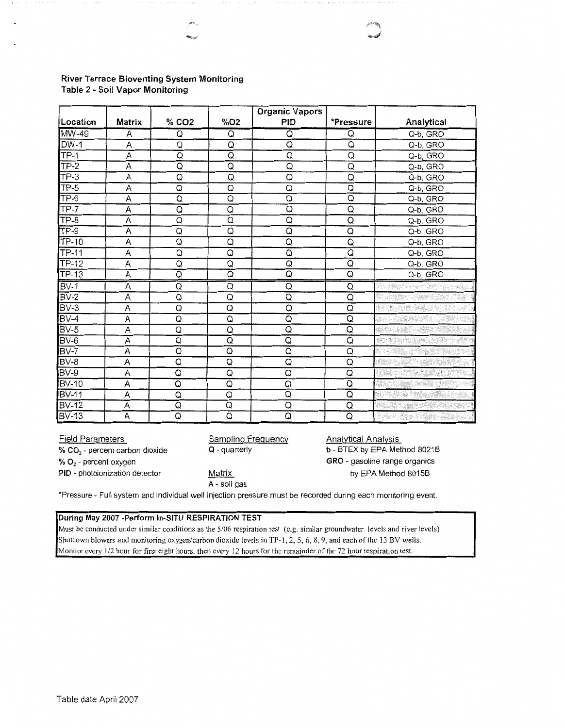**River Terrace Bioventing System Monitoring**
**Table 2 - Soil Vapor Monitoring**

| Location | Matrix | % CO2 | %O2 | Organic Vapors PID | *Pressure | Analytical |
|---|---|---|---|---|---|---|
| MW-49 | A | Q | Q | Q | Q | Q-b, GRO |
| DW-1 | A | Q | Q | Q | Q | Q-b, GRO |
| TP-1 | A | Q | Q | Q | Q | Q-b, GRO |
| TP-2 | A | Q | Q | Q | Q | Q-b, GRO |
| TP-3 | A | Q | Q | Q | Q | Q-b, GRO |
| TP-5 | A | Q | Q | Q | Q | Q-b, GRO |
| TP-6 | A | Q | Q | Q | Q | Q-b, GRO |
| TP-7 | A | Q | Q | Q | Q | Q-b, GRO |
| TP-8 | A | Q | Q | Q | Q | Q-b, GRO |
| TP-9 | A | Q | Q | Q | Q | Q-b, GRO |
| TP-10 | A | Q | Q | Q | Q | Q-b, GRO |
| TP-11 | A | Q | Q | Q | Q | Q-b, GRO |
| TP-12 | A | Q | Q | Q | Q | Q-b, GRO |
| TP-13 | A | Q | Q | Q | Q | Q-b, GRO |
| BV-1 | A | Q | Q | Q | Q | |
| BV-2 | A | Q | Q | Q | Q | |
| BV-3 | A | Q | Q | Q | Q | |
| BV-4 | A | Q | Q | Q | Q | |
| BV-5 | A | Q | Q | Q | Q | |
| BV-6 | A | Q | Q | Q | Q | |
| BV-7 | A | Q | Q | Q | Q | |
| BV-8 | A | Q | Q | Q | Q | |
| BV-9 | A | Q | Q | Q | Q | |
| BV-10 | A | Q | Q | Q | Q | |
| BV-11 | A | Q | Q | Q | Q | |
| BV-12 | A | Q | Q | Q | Q | |
| BV-13 | A | Q | Q | Q | Q | |

Field Parameters
**% $CO_2$** - percent carbon dioxide
**% $O_2$** - percent oxygen
**PID** - photoionization detector

Sampling Frequency
**Q** - quarterly

Matrix
**A** - soil gas

Analytical Analysis
**b** - BTEX by EPA Method 8021B
**GRO** - gasoline range organics by EPA Method 8015B

*Pressure - Full system and individual well injection pressure must be recorded during each monitoring event.

**During May 2007 -Perform In-SITU RESPIRATION TEST**
Must be conducted under similar conditions as the 5/06 respiration test (e.g. similar groundwater levels and river levels)
Shutdown blowers and monitoring oxygen/carbon dioxide levels in TP-1, 2, 5, 6, 8, 9, and each of the 13 BV wells.
Monitor every 1/2 hour for first eight hours, then every 12 hours for the remainder of the 72 hour respiration test.

Table date April 2007